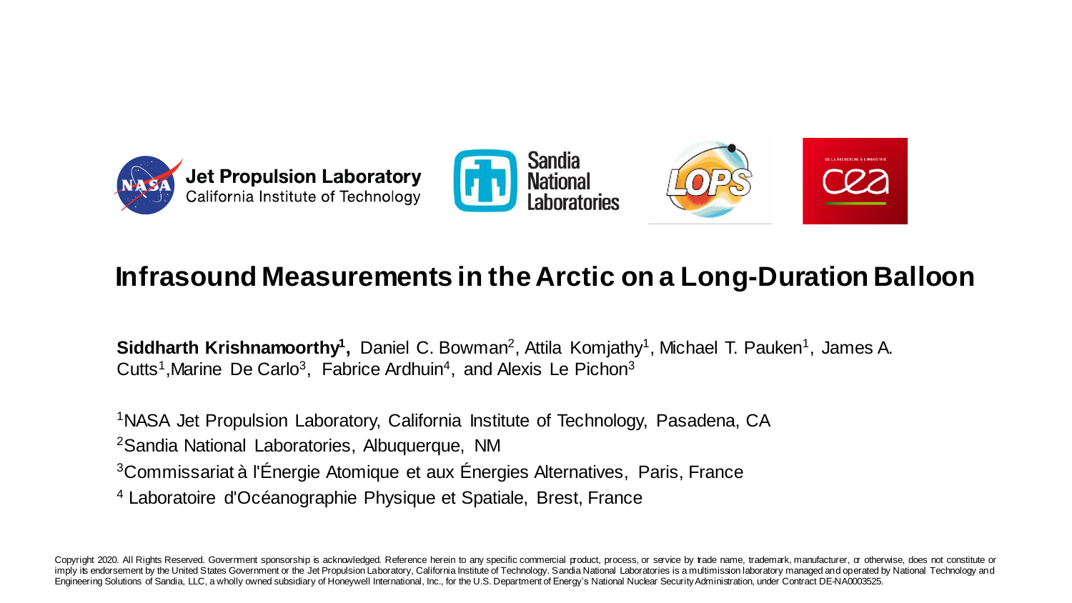Jet Propulsion Laboratory
California Institute of Technology

Sandia National Laboratories

# Infrasound Measurements in the Arctic on a Long-Duration Balloon

**Siddharth Krishnamoorthy[1],** Daniel C. Bowman[2], Attila Komjathy[1], Michael T. Pauken[1], James A. Cutts[1], Marine De Carlo[3], Fabrice Ardhuin[4], and Alexis Le Pichon[3]

[1]NASA Jet Propulsion Laboratory, California Institute of Technology, Pasadena, CA
[2]Sandia National Laboratories, Albuquerque, NM
[3]Commissariat à l'Énergie Atomique et aux Énergies Alternatives, Paris, France
[4] Laboratoire d'Océanographie Physique et Spatiale, Brest, France

Copyright 2020. All Rights Reserved. Government sponsorship is acknowledged. Reference herein to any specific commercial product, process, or service by trade name, trademark, manufacturer, or otherwise, does not constitute or imply its endorsement by the United States Government or the Jet Propulsion Laboratory, California Institute of Technology. Sandia National Laboratories is a multimission laboratory managed and operated by National Technology and Engineering Solutions of Sandia, LLC, a wholly owned subsidiary of Honeywell International, Inc., for the U.S. Department of Energy's National Nuclear Security Administration, under Contract DE-NA0003525.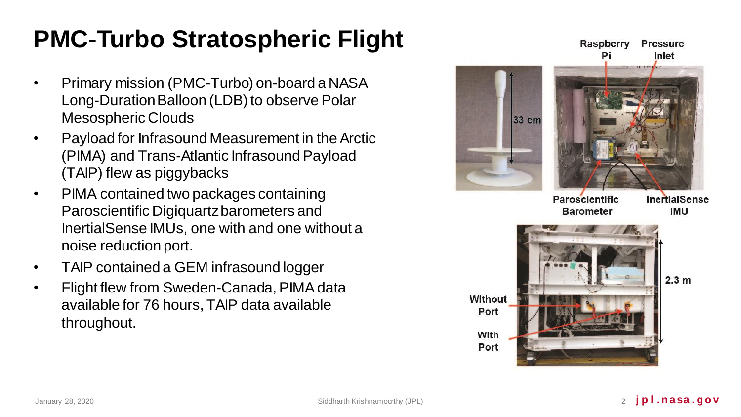# PMC-Turbo Stratospheric Flight

- Primary mission (PMC-Turbo) on-board a NASA Long-Duration Balloon (LDB) to observe Polar Mesospheric Clouds
- Payload for Infrasound Measurement in the Arctic (PIMA) and Trans-Atlantic Infrasound Payload (TAIP) flew as piggybacks
- PIMA contained two packages containing Paroscientific Digiquartz barometers and InertialSense IMUs, one with and one without a noise reduction port.
- TAIP contained a GEM infrasound logger
- Flight flew from Sweden-Canada, PIMA data available for 76 hours, TAIP data available throughout.

33 cm

Raspberry Pi | Pressure Inlet | Paroscientific Barometer | InertialSense IMU

Without Port | With Port | 2.3 m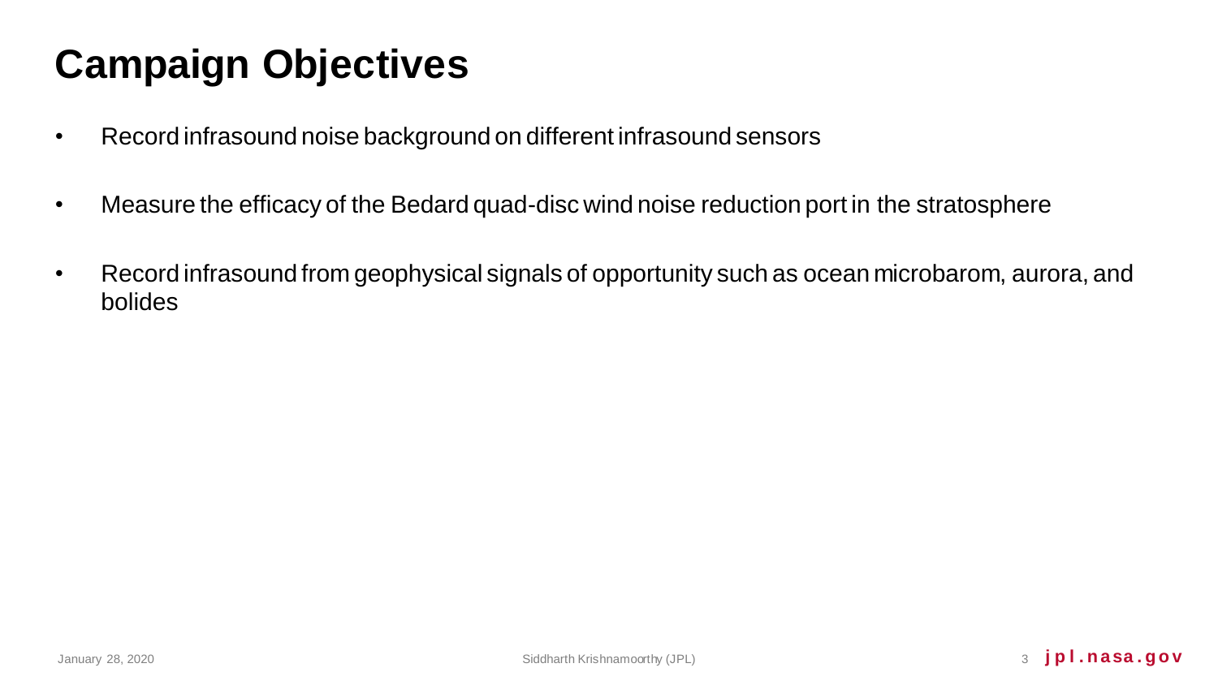# Campaign Objectives

- Record infrasound noise background on different infrasound sensors
- Measure the efficacy of the Bedard quad-disc wind noise reduction port in the stratosphere
- Record infrasound from geophysical signals of opportunity such as ocean microbarom, aurora, and bolides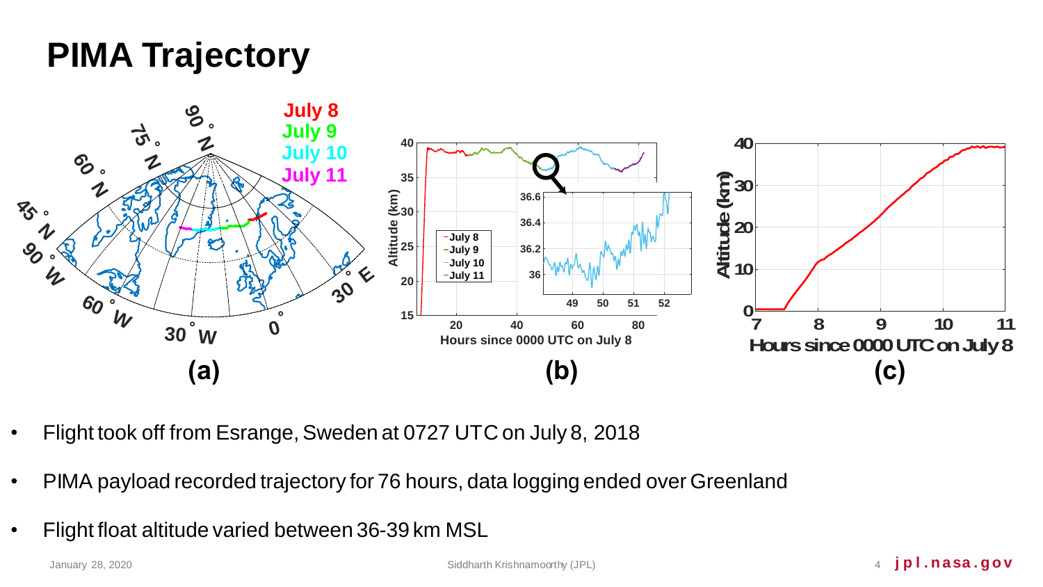# PIMA Trajectory

(a) (b) (c)

- Flight took off from Esrange, Sweden at 0727 UTC on July 8, 2018
- PIMA payload recorded trajectory for 76 hours, data logging ended over Greenland
- Flight float altitude varied between 36-39 km MSL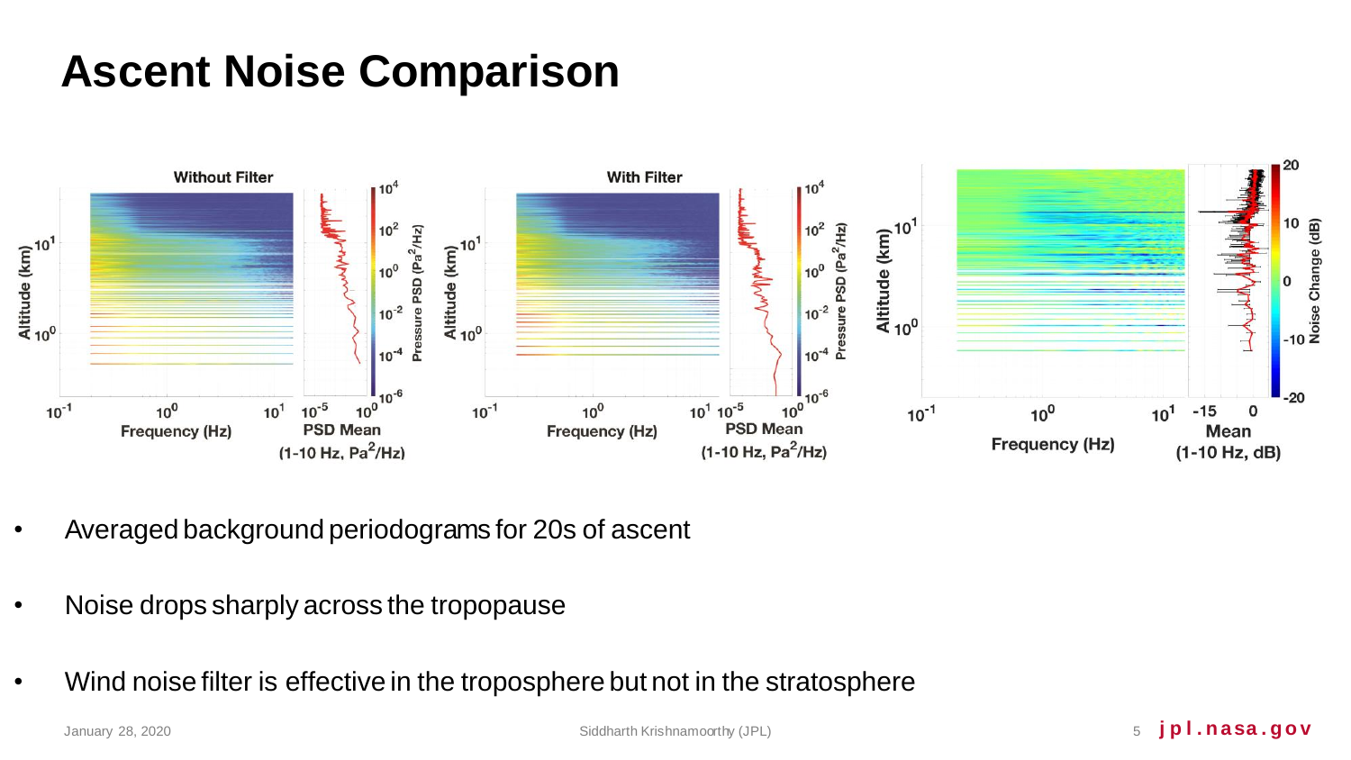# Ascent Noise Comparison

- Averaged background periodograms for 20s of ascent
- Noise drops sharply across the tropopause
- Wind noise filter is effective in the troposphere but not in the stratosphere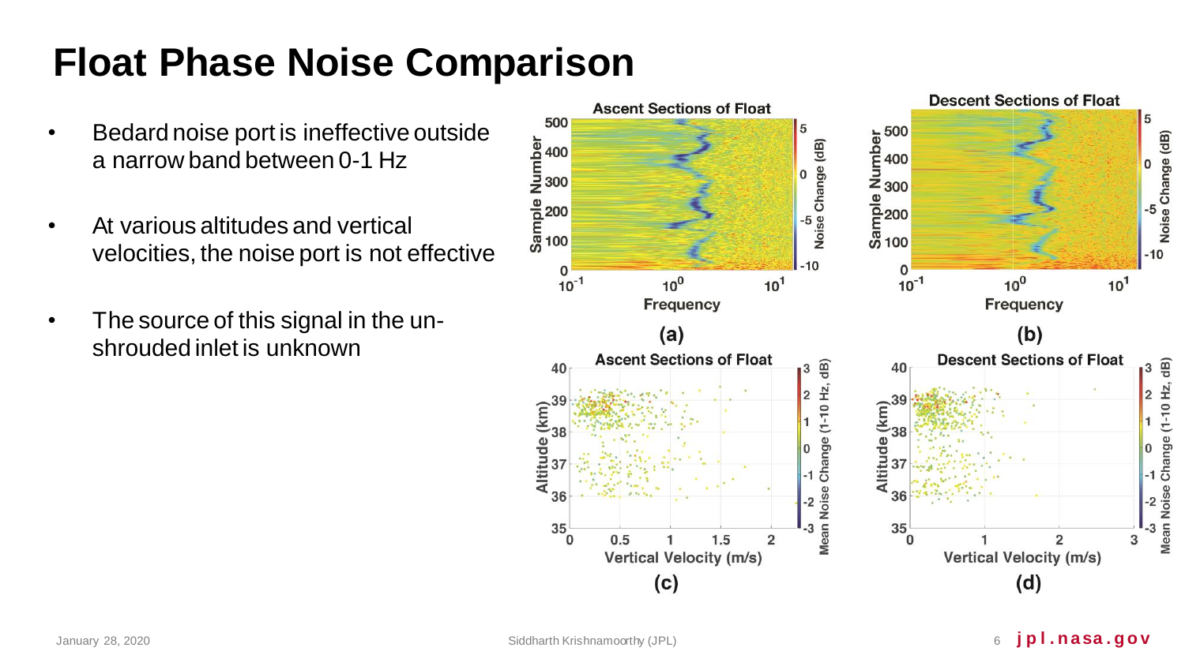# Float Phase Noise Comparison

- Bedard noise port is ineffective outside a narrow band between 0-1 Hz
- At various altitudes and vertical velocities, the noise port is not effective
- The source of this signal in the un-shrouded inlet is unknown

(a)

(b)

(c)

(d)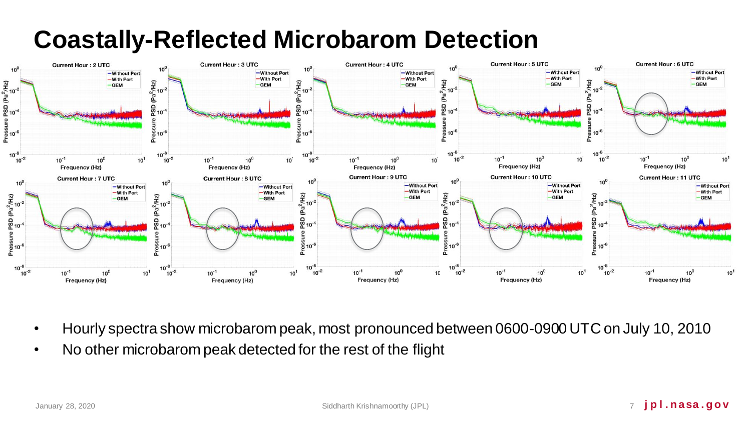# Coastally-Reflected Microbarom Detection

- Hourly spectra show microbarom peak, most pronounced between 0600-0900 UTC on July 10, 2010
- No other microbarom peak detected for the rest of the flight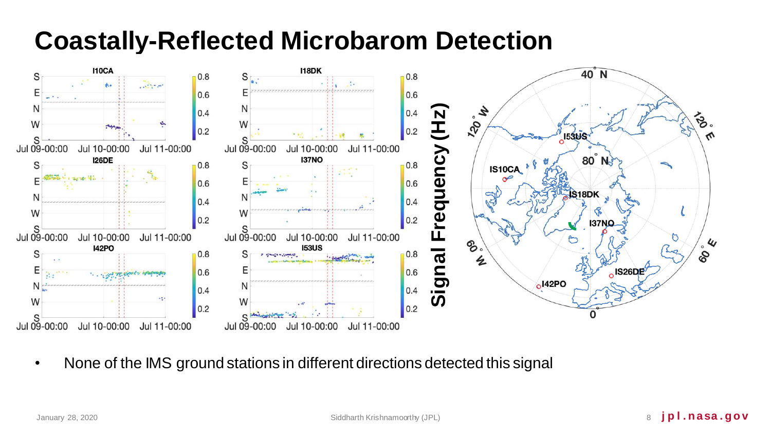# Coastally-Reflected Microbarom Detection

- None of the IMS ground stations in different directions detected this signal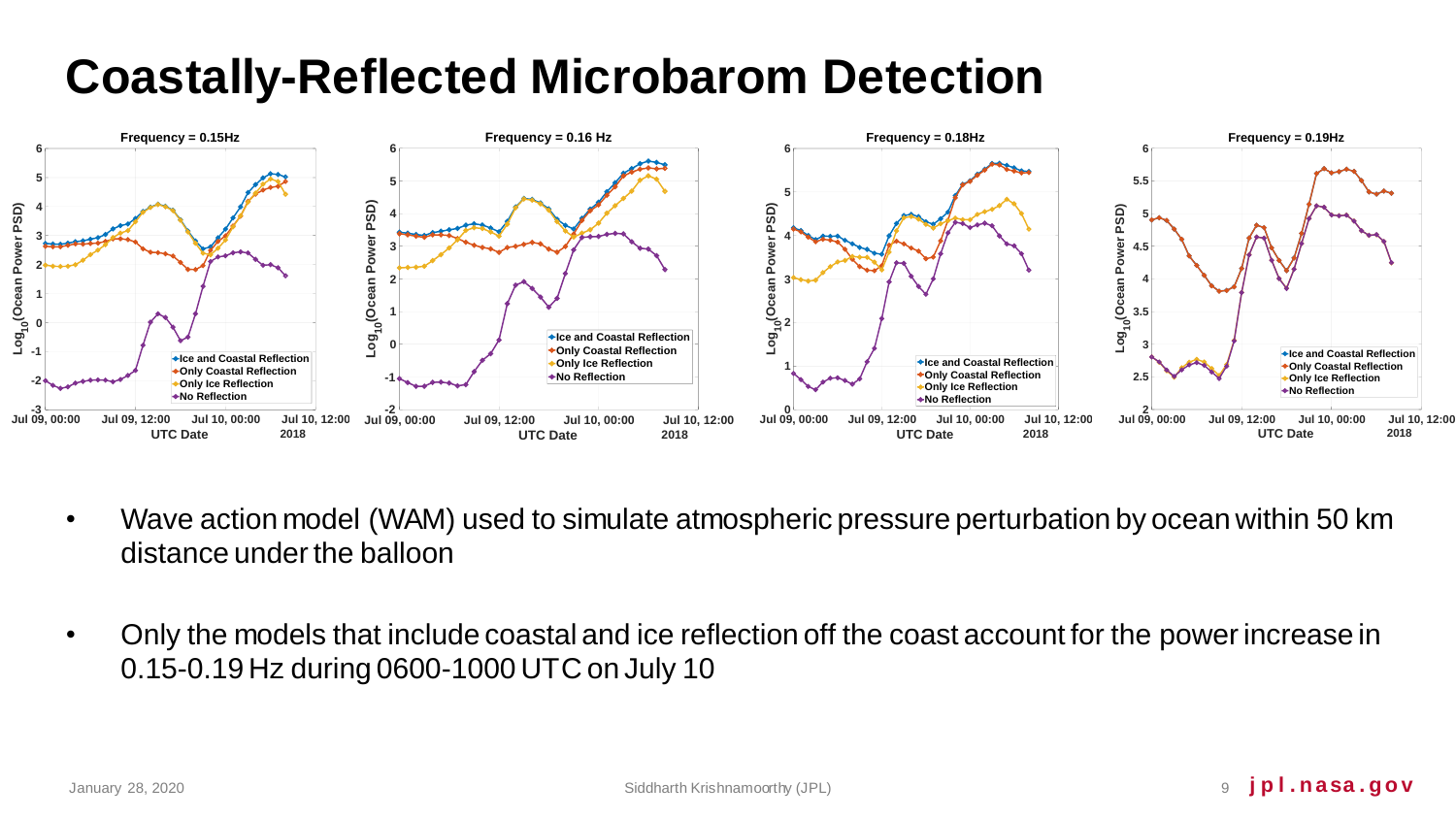# Coastally-Reflected Microbarom Detection

- Wave action model (WAM) used to simulate atmospheric pressure perturbation by ocean within 50 km distance under the balloon
- Only the models that include coastal and ice reflection off the coast account for the power increase in 0.15-0.19 Hz during 0600-1000 UTC on July 10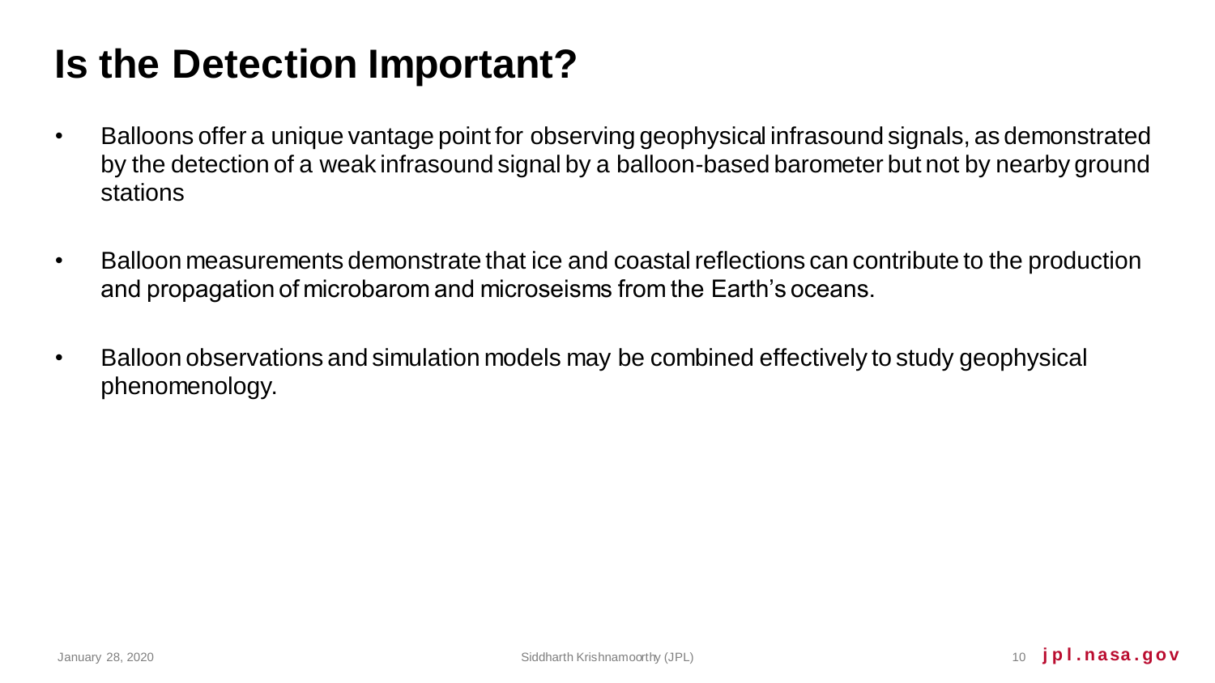# Is the Detection Important?

- Balloons offer a unique vantage point for observing geophysical infrasound signals, as demonstrated by the detection of a weak infrasound signal by a balloon-based barometer but not by nearby ground stations
- Balloon measurements demonstrate that ice and coastal reflections can contribute to the production and propagation of microbarom and microseisms from the Earth's oceans.
- Balloon observations and simulation models may be combined effectively to study geophysical phenomenology.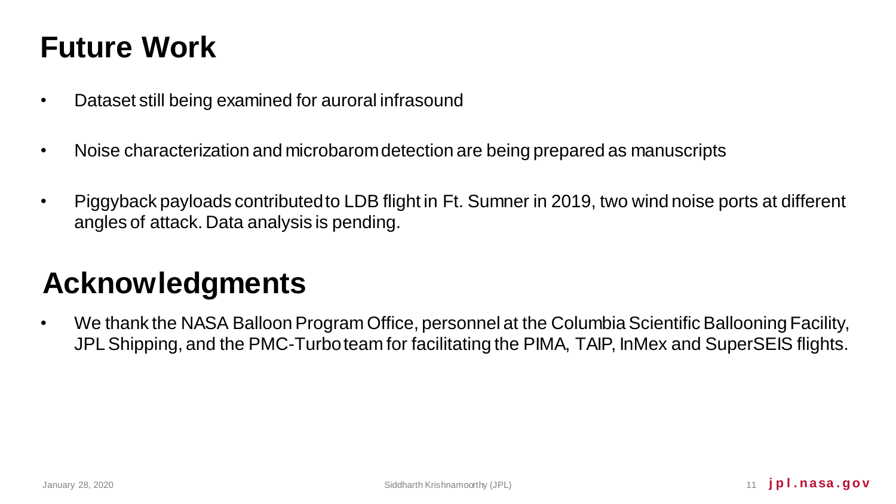# Future Work

- Dataset still being examined for auroral infrasound
- Noise characterization and microbarom detection are being prepared as manuscripts
- Piggyback payloads contributed to LDB flight in Ft. Sumner in 2019, two wind noise ports at different angles of attack. Data analysis is pending.

# Acknowledgments

- We thank the NASA Balloon Program Office, personnel at the Columbia Scientific Ballooning Facility, JPL Shipping, and the PMC-Turbo team for facilitating the PIMA, TAIP, InMex and SuperSEIS flights.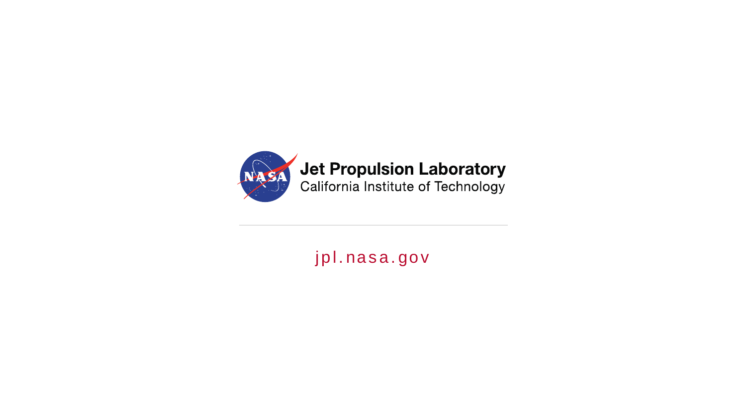Jet Propulsion Laboratory

California Institute of Technology

jpl.nasa.gov